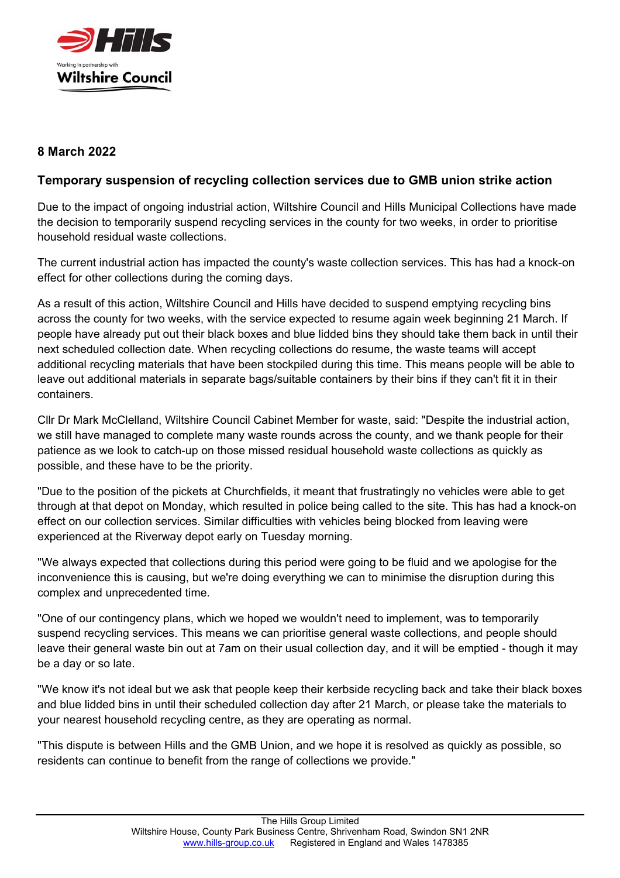Working in partnership with Wiltshire Council

**8 March 2022**

## Temporary suspension of recycling collection services due to GMB union strike action

Due to the impact of ongoing industrial action, Wiltshire Council and Hills Municipal Collections have made the decision to temporarily suspend recycling services in the county for two weeks, in order to prioritise household residual waste collections.

The current industrial action has impacted the county's waste collection services. This has had a knock-on effect for other collections during the coming days.

As a result of this action, Wiltshire Council and Hills have decided to suspend emptying recycling bins across the county for two weeks, with the service expected to resume again week beginning 21 March. If people have already put out their black boxes and blue lidded bins they should take them back in until their next scheduled collection date. When recycling collections do resume, the waste teams will accept additional recycling materials that have been stockpiled during this time. This means people will be able to leave out additional materials in separate bags/suitable containers by their bins if they can't fit it in their containers.

Cllr Dr Mark McClelland, Wiltshire Council Cabinet Member for waste, said: "Despite the industrial action, we still have managed to complete many waste rounds across the county, and we thank people for their patience as we look to catch-up on those missed residual household waste collections as quickly as possible, and these have to be the priority.

"Due to the position of the pickets at Churchfields, it meant that frustratingly no vehicles were able to get through at that depot on Monday, which resulted in police being called to the site. This has had a knock-on effect on our collection services. Similar difficulties with vehicles being blocked from leaving were experienced at the Riverway depot early on Tuesday morning.

"We always expected that collections during this period were going to be fluid and we apologise for the inconvenience this is causing, but we're doing everything we can to minimise the disruption during this complex and unprecedented time.

"One of our contingency plans, which we hoped we wouldn't need to implement, was to temporarily suspend recycling services. This means we can prioritise general waste collections, and people should leave their general waste bin out at 7am on their usual collection day, and it will be emptied - though it may be a day or so late.

"We know it's not ideal but we ask that people keep their kerbside recycling back and take their black boxes and blue lidded bins in until their scheduled collection day after 21 March, or please take the materials to your nearest household recycling centre, as they are operating as normal.

"This dispute is between Hills and the GMB Union, and we hope it is resolved as quickly as possible, so residents can continue to benefit from the range of collections we provide."

The Hills Group Limited
Wiltshire House, County Park Business Centre, Shrivenham Road, Swindon SN1 2NR
www.hills-group.co.uk Registered in England and Wales 1478385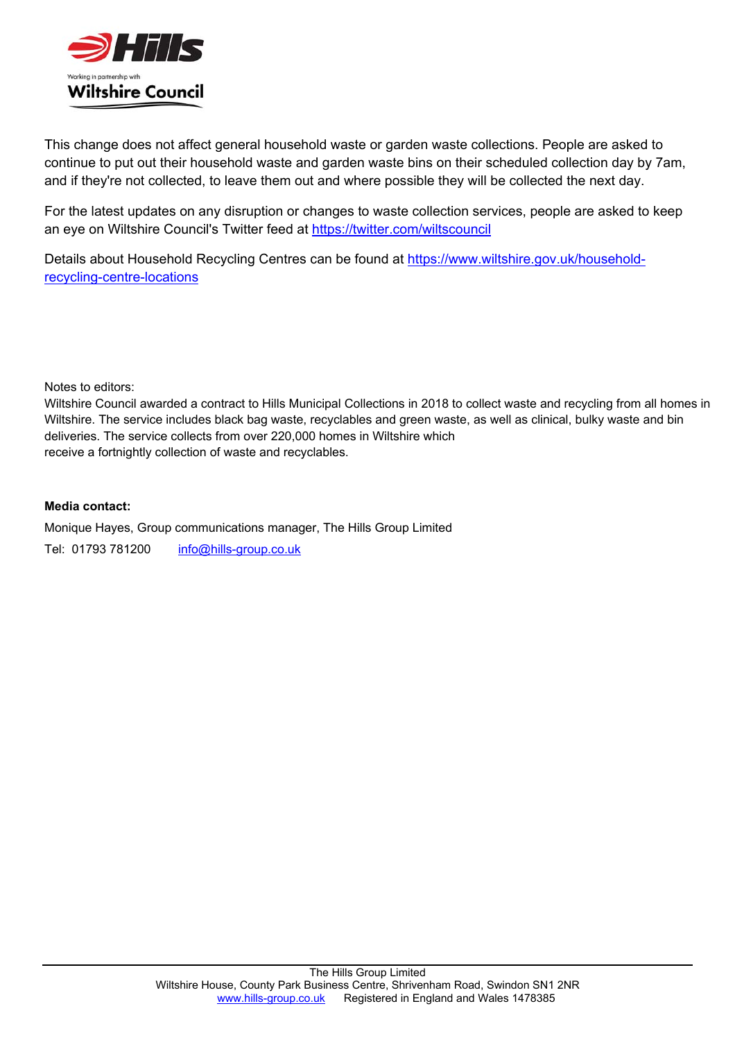This change does not affect general household waste or garden waste collections. People are asked to continue to put out their household waste and garden waste bins on their scheduled collection day by 7am, and if they're not collected, to leave them out and where possible they will be collected the next day.

For the latest updates on any disruption or changes to waste collection services, people are asked to keep an eye on Wiltshire Council's Twitter feed at [https://twitter.com/wiltscouncil](https://twitter.com/wiltscouncil)

Details about Household Recycling Centres can be found at [https://www.wiltshire.gov.uk/household-recycling-centre-locations](https://www.wiltshire.gov.uk/household-recycling-centre-locations)

Notes to editors:
Wiltshire Council awarded a contract to Hills Municipal Collections in 2018 to collect waste and recycling from all homes in Wiltshire. The service includes black bag waste, recyclables and green waste, as well as clinical, bulky waste and bin deliveries. The service collects from over 220,000 homes in Wiltshire which receive a fortnightly collection of waste and recyclables.

**Media contact:**

Monique Hayes, Group communications manager, The Hills Group Limited

Tel: 01793 781200 [info@hills-group.co.uk](mailto:info@hills-group.co.uk)

The Hills Group Limited
Wiltshire House, County Park Business Centre, Shrivenham Road, Swindon SN1 2NR
[www.hills-group.co.uk](http://www.hills-group.co.uk) Registered in England and Wales 1478385